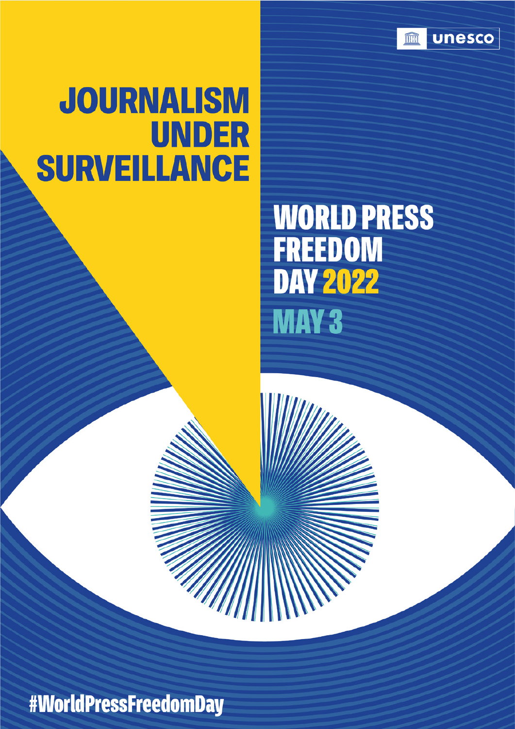unesco

# JOURNALISM UNDER SURVEILLANCE

## WORLD PRESS FREEDOM DAY 2022

## MAY 3

#WorldPressFreedomDay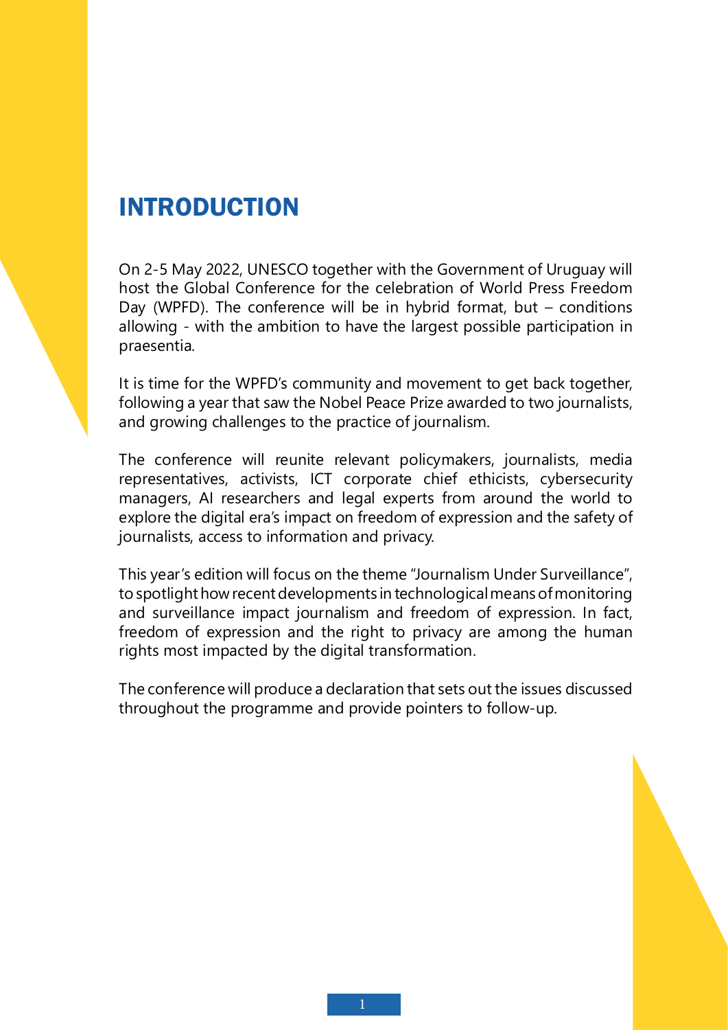# INTRODUCTION

On 2-5 May 2022, UNESCO together with the Government of Uruguay will host the Global Conference for the celebration of World Press Freedom Day (WPFD). The conference will be in hybrid format, but – conditions allowing - with the ambition to have the largest possible participation in praesentia.

It is time for the WPFD's community and movement to get back together, following a year that saw the Nobel Peace Prize awarded to two journalists, and growing challenges to the practice of journalism.

The conference will reunite relevant policymakers, journalists, media representatives, activists, ICT corporate chief ethicists, cybersecurity managers, AI researchers and legal experts from around the world to explore the digital era's impact on freedom of expression and the safety of journalists, access to information and privacy.

This year's edition will focus on the theme "Journalism Under Surveillance", to spotlight how recent developments in technological means of monitoring and surveillance impact journalism and freedom of expression. In fact, freedom of expression and the right to privacy are among the human rights most impacted by the digital transformation.

The conference will produce a declaration that sets out the issues discussed throughout the programme and provide pointers to follow-up.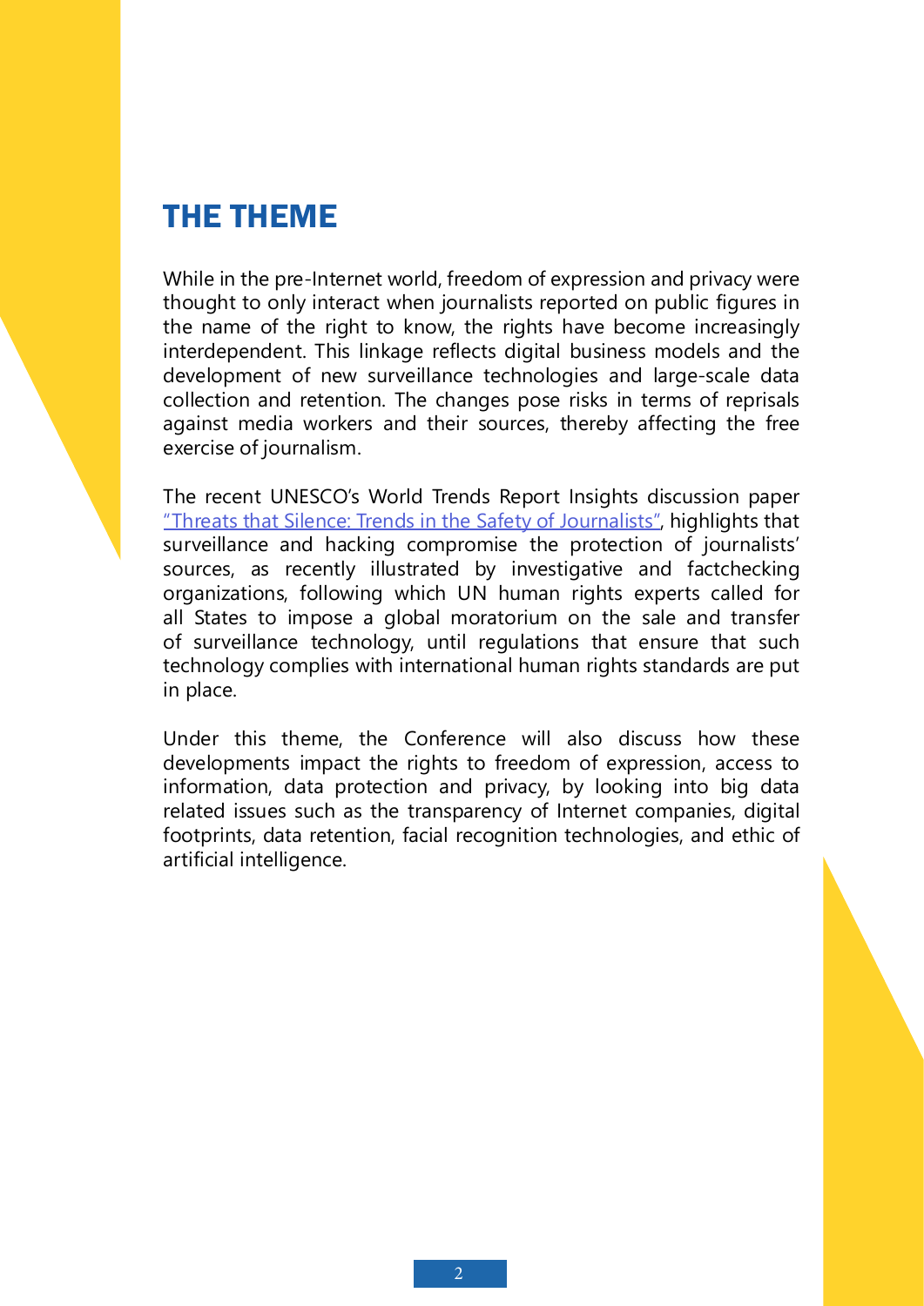# THE THEME

While in the pre-Internet world, freedom of expression and privacy were thought to only interact when journalists reported on public figures in the name of the right to know, the rights have become increasingly interdependent. This linkage reflects digital business models and the development of new surveillance technologies and large-scale data collection and retention. The changes pose risks in terms of reprisals against media workers and their sources, thereby affecting the free exercise of journalism.

The recent UNESCO's World Trends Report Insights discussion paper "Threats that Silence: Trends in the Safety of Journalists", highlights that surveillance and hacking compromise the protection of journalists' sources, as recently illustrated by investigative and factchecking organizations, following which UN human rights experts called for all States to impose a global moratorium on the sale and transfer of surveillance technology, until regulations that ensure that such technology complies with international human rights standards are put in place.

Under this theme, the Conference will also discuss how these developments impact the rights to freedom of expression, access to information, data protection and privacy, by looking into big data related issues such as the transparency of Internet companies, digital footprints, data retention, facial recognition technologies, and ethic of artificial intelligence.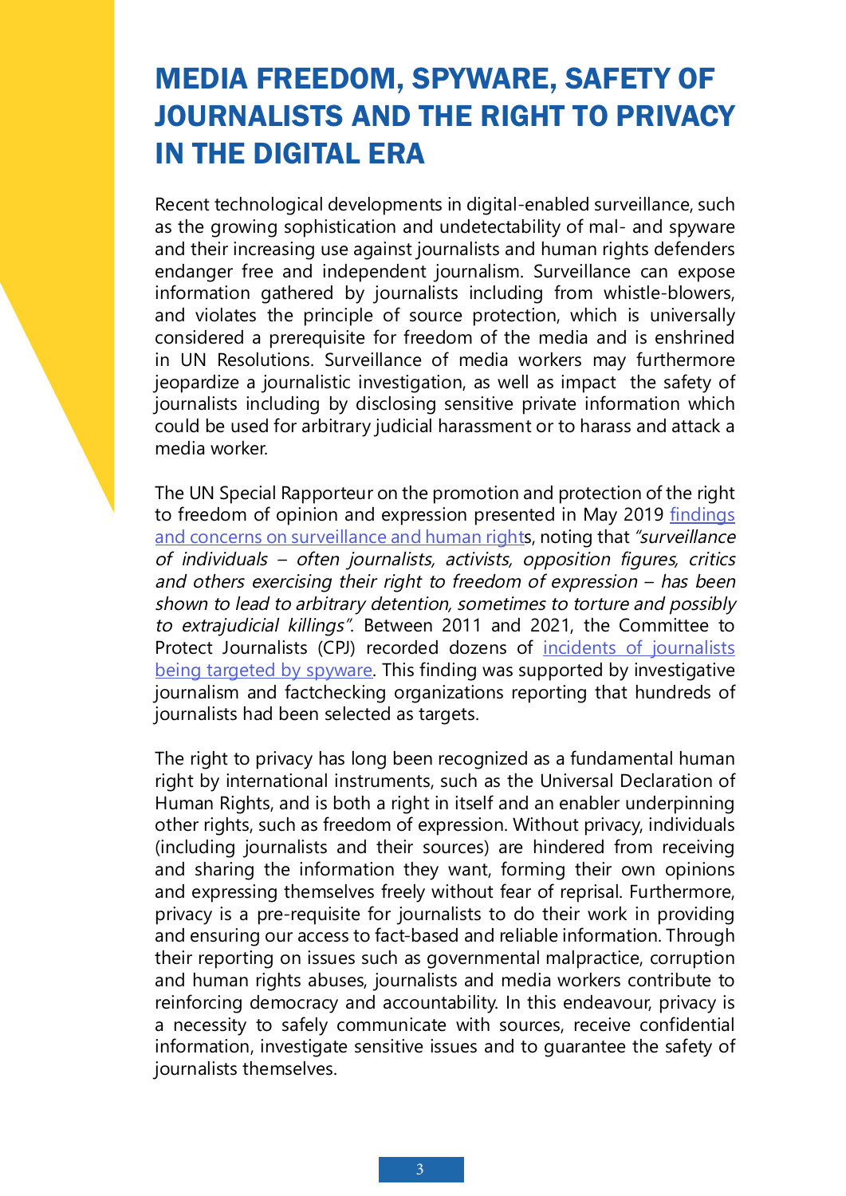# MEDIA FREEDOM, SPYWARE, SAFETY OF JOURNALISTS AND THE RIGHT TO PRIVACY IN THE DIGITAL ERA

Recent technological developments in digital-enabled surveillance, such as the growing sophistication and undetectability of mal- and spyware and their increasing use against journalists and human rights defenders endanger free and independent journalism. Surveillance can expose information gathered by journalists including from whistle-blowers, and violates the principle of source protection, which is universally considered a prerequisite for freedom of the media and is enshrined in UN Resolutions. Surveillance of media workers may furthermore jeopardize a journalistic investigation, as well as impact the safety of journalists including by disclosing sensitive private information which could be used for arbitrary judicial harassment or to harass and attack a media worker.

The UN Special Rapporteur on the promotion and protection of the right to freedom of opinion and expression presented in May 2019 findings and concerns on surveillance and human rights, noting that *"surveillance of individuals – often journalists, activists, opposition figures, critics and others exercising their right to freedom of expression – has been shown to lead to arbitrary detention, sometimes to torture and possibly to extrajudicial killings"*. Between 2011 and 2021, the Committee to Protect Journalists (CPJ) recorded dozens of incidents of journalists being targeted by spyware. This finding was supported by investigative journalism and factchecking organizations reporting that hundreds of journalists had been selected as targets.

The right to privacy has long been recognized as a fundamental human right by international instruments, such as the Universal Declaration of Human Rights, and is both a right in itself and an enabler underpinning other rights, such as freedom of expression. Without privacy, individuals (including journalists and their sources) are hindered from receiving and sharing the information they want, forming their own opinions and expressing themselves freely without fear of reprisal. Furthermore, privacy is a pre-requisite for journalists to do their work in providing and ensuring our access to fact-based and reliable information. Through their reporting on issues such as governmental malpractice, corruption and human rights abuses, journalists and media workers contribute to reinforcing democracy and accountability. In this endeavour, privacy is a necessity to safely communicate with sources, receive confidential information, investigate sensitive issues and to guarantee the safety of journalists themselves.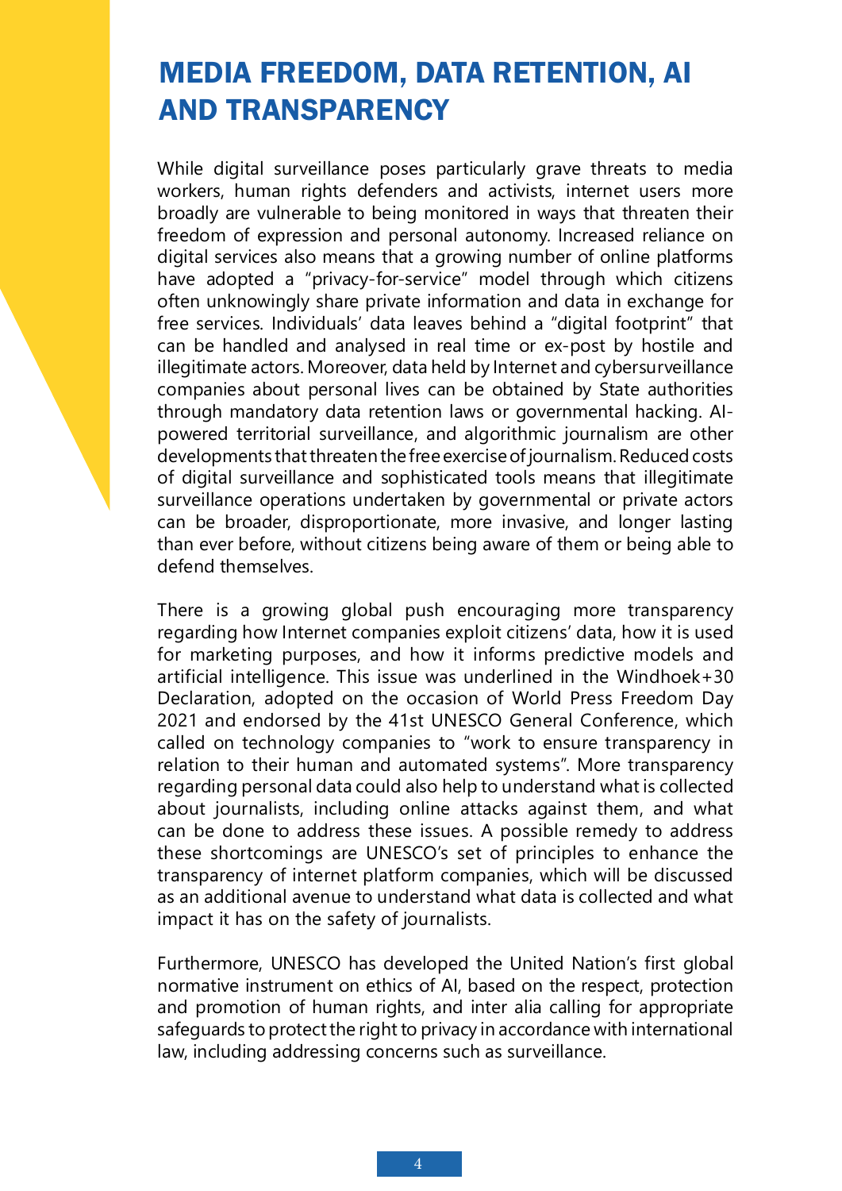# MEDIA FREEDOM, DATA RETENTION, AI AND TRANSPARENCY

While digital surveillance poses particularly grave threats to media workers, human rights defenders and activists, internet users more broadly are vulnerable to being monitored in ways that threaten their freedom of expression and personal autonomy. Increased reliance on digital services also means that a growing number of online platforms have adopted a "privacy-for-service" model through which citizens often unknowingly share private information and data in exchange for free services. Individuals' data leaves behind a "digital footprint" that can be handled and analysed in real time or ex-post by hostile and illegitimate actors. Moreover, data held by Internet and cybersurveillance companies about personal lives can be obtained by State authorities through mandatory data retention laws or governmental hacking. AI-powered territorial surveillance, and algorithmic journalism are other developments that threaten the free exercise of journalism. Reduced costs of digital surveillance and sophisticated tools means that illegitimate surveillance operations undertaken by governmental or private actors can be broader, disproportionate, more invasive, and longer lasting than ever before, without citizens being aware of them or being able to defend themselves.

There is a growing global push encouraging more transparency regarding how Internet companies exploit citizens' data, how it is used for marketing purposes, and how it informs predictive models and artificial intelligence. This issue was underlined in the Windhoek+30 Declaration, adopted on the occasion of World Press Freedom Day 2021 and endorsed by the 41st UNESCO General Conference, which called on technology companies to "work to ensure transparency in relation to their human and automated systems". More transparency regarding personal data could also help to understand what is collected about journalists, including online attacks against them, and what can be done to address these issues. A possible remedy to address these shortcomings are UNESCO's set of principles to enhance the transparency of internet platform companies, which will be discussed as an additional avenue to understand what data is collected and what impact it has on the safety of journalists.

Furthermore, UNESCO has developed the United Nation's first global normative instrument on ethics of AI, based on the respect, protection and promotion of human rights, and inter alia calling for appropriate safeguards to protect the right to privacy in accordance with international law, including addressing concerns such as surveillance.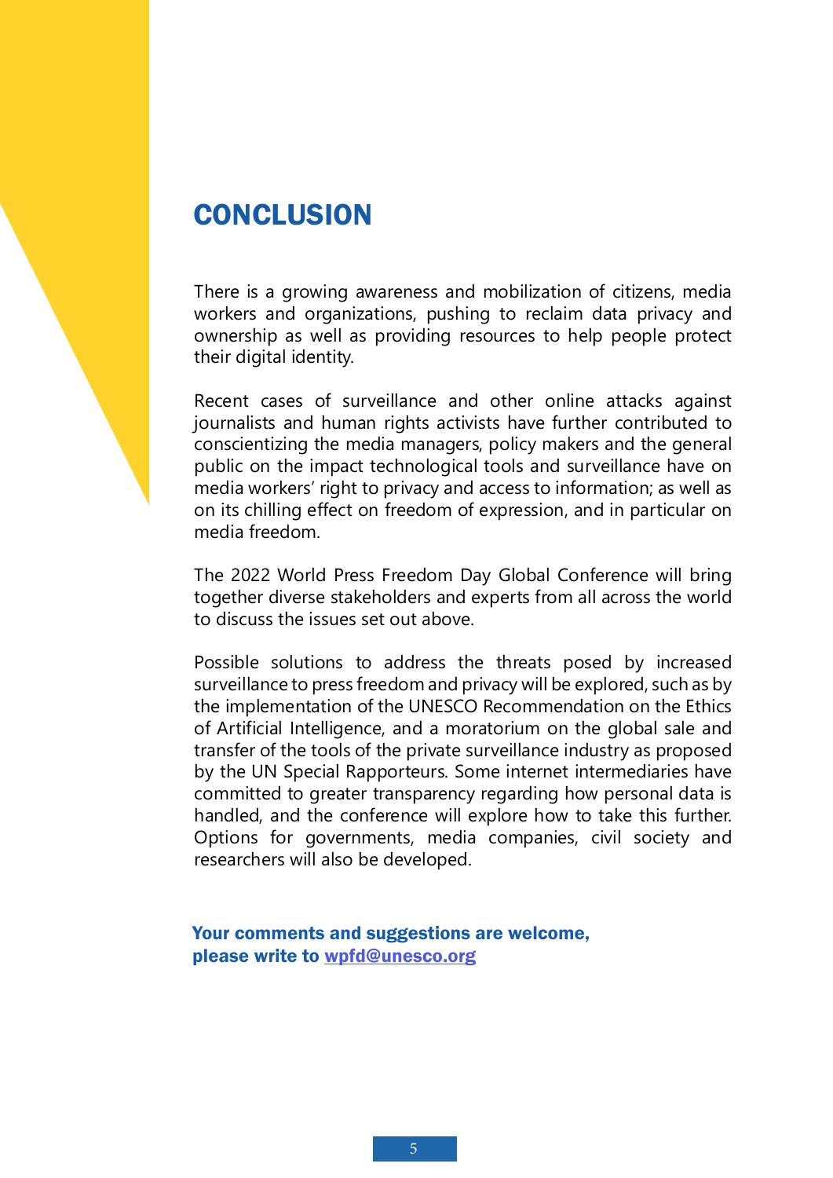# CONCLUSION

There is a growing awareness and mobilization of citizens, media workers and organizations, pushing to reclaim data privacy and ownership as well as providing resources to help people protect their digital identity.

Recent cases of surveillance and other online attacks against journalists and human rights activists have further contributed to conscientizing the media managers, policy makers and the general public on the impact technological tools and surveillance have on media workers' right to privacy and access to information; as well as on its chilling effect on freedom of expression, and in particular on media freedom.

The 2022 World Press Freedom Day Global Conference will bring together diverse stakeholders and experts from all across the world to discuss the issues set out above.

Possible solutions to address the threats posed by increased surveillance to press freedom and privacy will be explored, such as by the implementation of the UNESCO Recommendation on the Ethics of Artificial Intelligence, and a moratorium on the global sale and transfer of the tools of the private surveillance industry as proposed by the UN Special Rapporteurs. Some internet intermediaries have committed to greater transparency regarding how personal data is handled, and the conference will explore how to take this further. Options for governments, media companies, civil society and researchers will also be developed.

**Your comments and suggestions are welcome, please write to [wpfd@unesco.org](mailto:wpfd@unesco.org)**